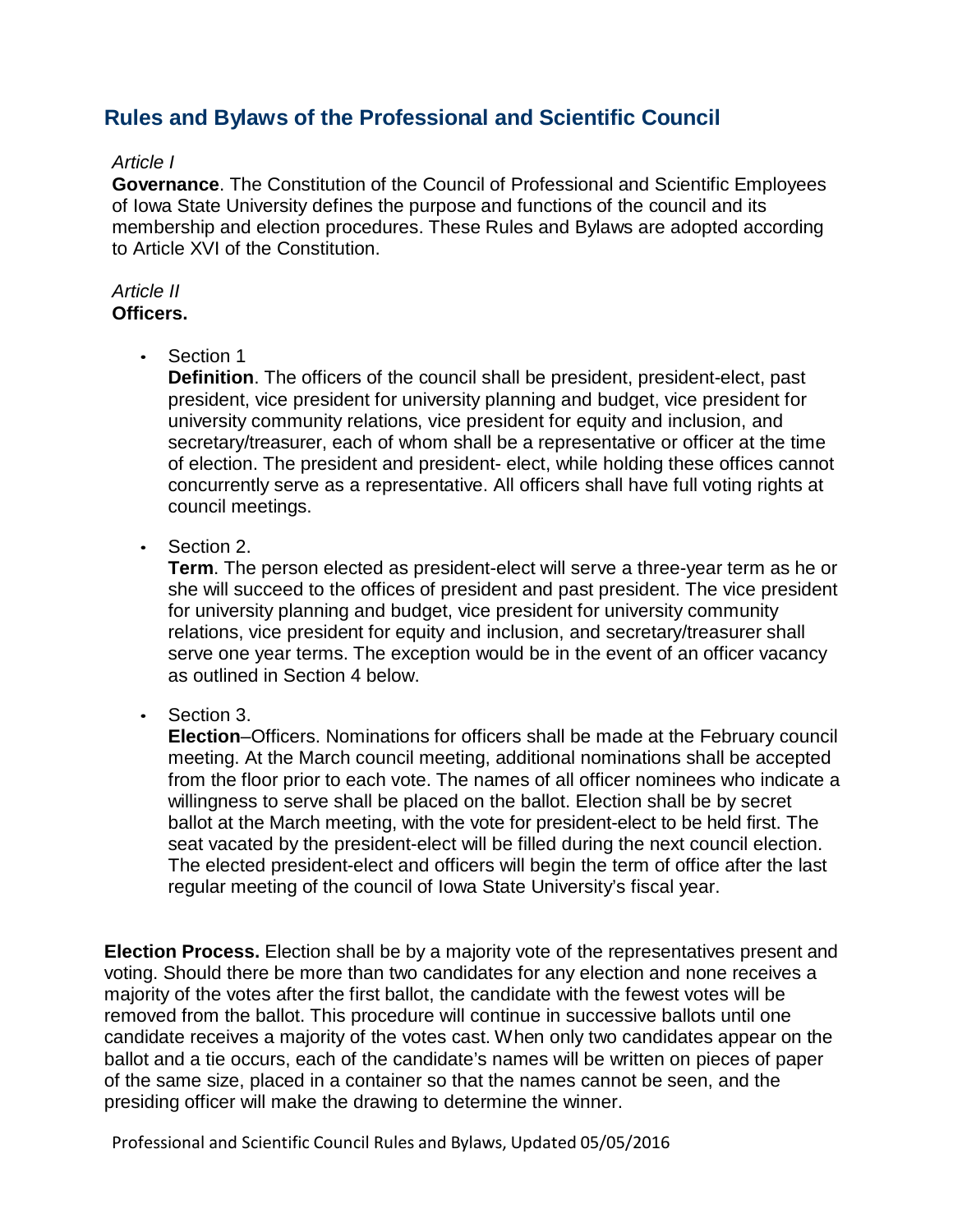# Rules and Bylaws of the Professional and Scientific Council

*Article I*

**Governance**. The Constitution of the Council of Professional and Scientific Employees of Iowa State University defines the purpose and functions of the council and its membership and election procedures. These Rules and Bylaws are adopted according to Article XVI of the Constitution.

*Article II*

**Officers.**

- Section 1

  **Definition**. The officers of the council shall be president, president-elect, past president, vice president for university planning and budget, vice president for university community relations, vice president for equity and inclusion, and secretary/treasurer, each of whom shall be a representative or officer at the time of election. The president and president- elect, while holding these offices cannot concurrently serve as a representative. All officers shall have full voting rights at council meetings.

- Section 2.

  **Term**. The person elected as president-elect will serve a three-year term as he or she will succeed to the offices of president and past president. The vice president for university planning and budget, vice president for university community relations, vice president for equity and inclusion, and secretary/treasurer shall serve one year terms. The exception would be in the event of an officer vacancy as outlined in Section 4 below.

- Section 3.

  **Election**–Officers. Nominations for officers shall be made at the February council meeting. At the March council meeting, additional nominations shall be accepted from the floor prior to each vote. The names of all officer nominees who indicate a willingness to serve shall be placed on the ballot. Election shall be by secret ballot at the March meeting, with the vote for president-elect to be held first. The seat vacated by the president-elect will be filled during the next council election. The elected president-elect and officers will begin the term of office after the last regular meeting of the council of Iowa State University's fiscal year.

**Election Process.** Election shall be by a majority vote of the representatives present and voting. Should there be more than two candidates for any election and none receives a majority of the votes after the first ballot, the candidate with the fewest votes will be removed from the ballot. This procedure will continue in successive ballots until one candidate receives a majority of the votes cast. When only two candidates appear on the ballot and a tie occurs, each of the candidate's names will be written on pieces of paper of the same size, placed in a container so that the names cannot be seen, and the presiding officer will make the drawing to determine the winner.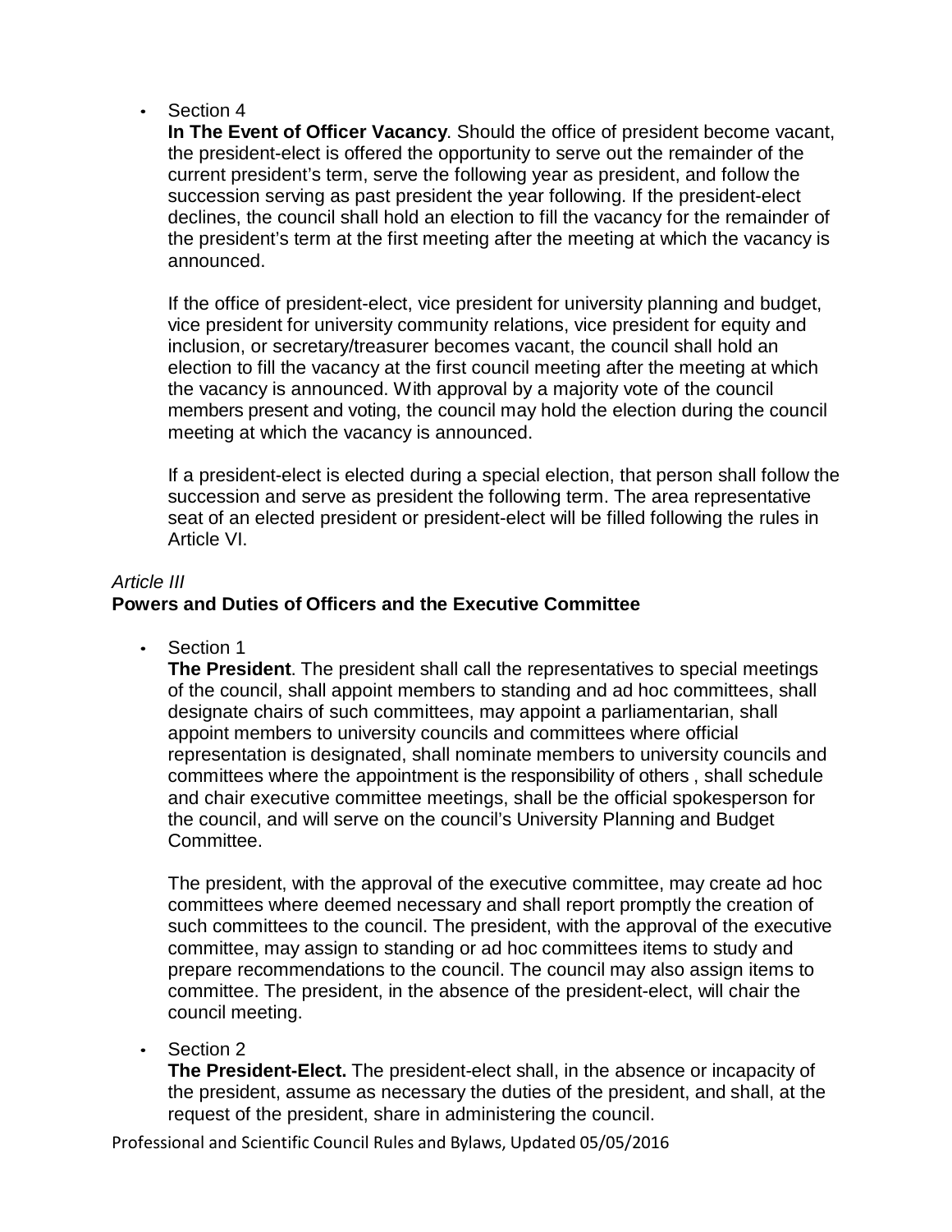- Section 4

  **In The Event of Officer Vacancy**. Should the office of president become vacant, the president-elect is offered the opportunity to serve out the remainder of the current president's term, serve the following year as president, and follow the succession serving as past president the year following. If the president-elect declines, the council shall hold an election to fill the vacancy for the remainder of the president's term at the first meeting after the meeting at which the vacancy is announced.

  If the office of president-elect, vice president for university planning and budget, vice president for university community relations, vice president for equity and inclusion, or secretary/treasurer becomes vacant, the council shall hold an election to fill the vacancy at the first council meeting after the meeting at which the vacancy is announced. With approval by a majority vote of the council members present and voting, the council may hold the election during the council meeting at which the vacancy is announced.

  If a president-elect is elected during a special election, that person shall follow the succession and serve as president the following term. The area representative seat of an elected president or president-elect will be filled following the rules in Article VI.

*Article III*

**Powers and Duties of Officers and the Executive Committee**

- Section 1

  **The President**. The president shall call the representatives to special meetings of the council, shall appoint members to standing and ad hoc committees, shall designate chairs of such committees, may appoint a parliamentarian, shall appoint members to university councils and committees where official representation is designated, shall nominate members to university councils and committees where the appointment is the responsibility of others , shall schedule and chair executive committee meetings, shall be the official spokesperson for the council, and will serve on the council's University Planning and Budget Committee.

  The president, with the approval of the executive committee, may create ad hoc committees where deemed necessary and shall report promptly the creation of such committees to the council. The president, with the approval of the executive committee, may assign to standing or ad hoc committees items to study and prepare recommendations to the council. The council may also assign items to committee. The president, in the absence of the president-elect, will chair the council meeting.

- Section 2

  **The President-Elect.** The president-elect shall, in the absence or incapacity of the president, assume as necessary the duties of the president, and shall, at the request of the president, share in administering the council.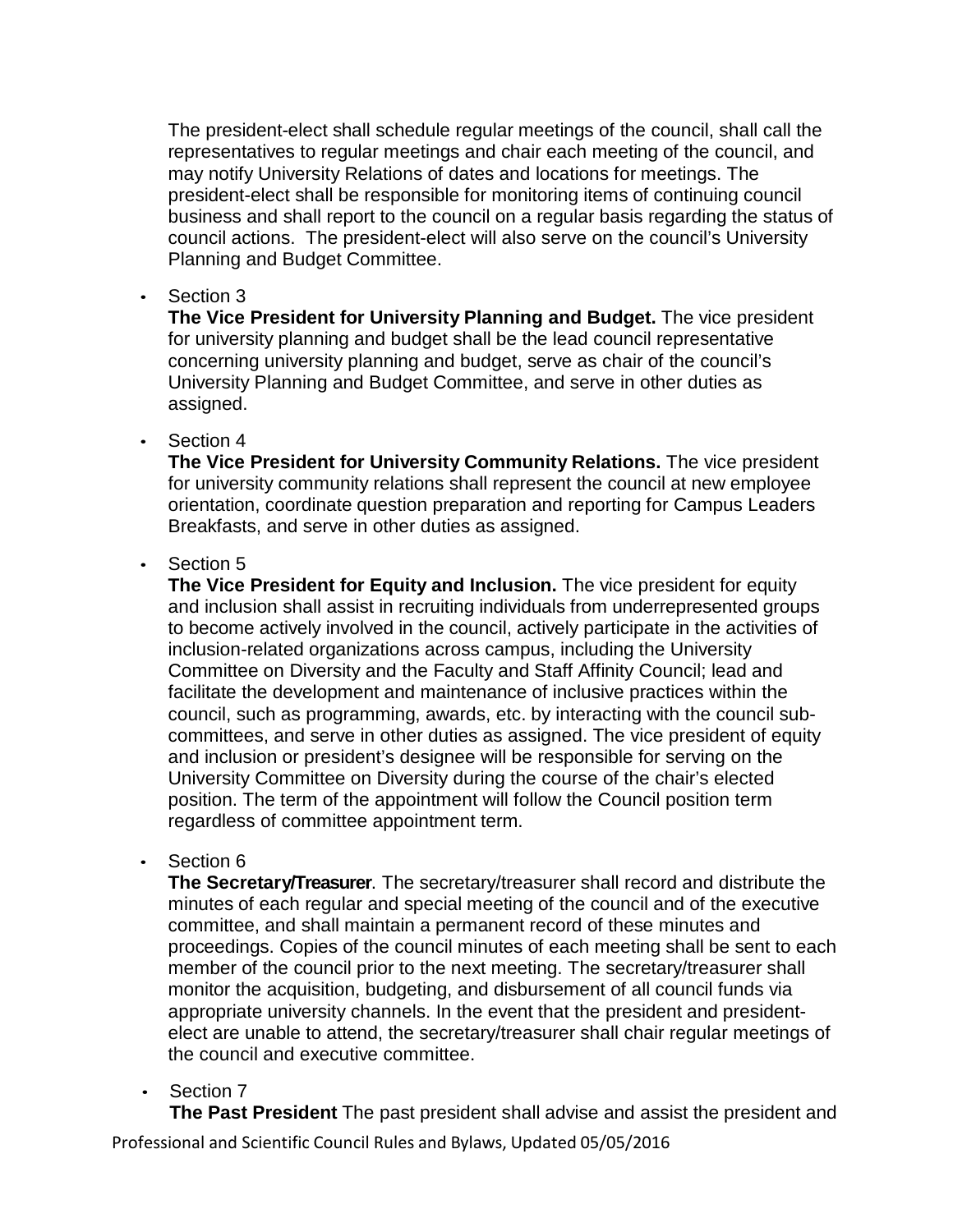The president-elect shall schedule regular meetings of the council, shall call the representatives to regular meetings and chair each meeting of the council, and may notify University Relations of dates and locations for meetings. The president-elect shall be responsible for monitoring items of continuing council business and shall report to the council on a regular basis regarding the status of council actions. The president-elect will also serve on the council's University Planning and Budget Committee.

- Section 3
  **The Vice President for University Planning and Budget.** The vice president for university planning and budget shall be the lead council representative concerning university planning and budget, serve as chair of the council's University Planning and Budget Committee, and serve in other duties as assigned.

- Section 4
  **The Vice President for University Community Relations.** The vice president for university community relations shall represent the council at new employee orientation, coordinate question preparation and reporting for Campus Leaders Breakfasts, and serve in other duties as assigned.

- Section 5
  **The Vice President for Equity and Inclusion.** The vice president for equity and inclusion shall assist in recruiting individuals from underrepresented groups to become actively involved in the council, actively participate in the activities of inclusion-related organizations across campus, including the University Committee on Diversity and the Faculty and Staff Affinity Council; lead and facilitate the development and maintenance of inclusive practices within the council, such as programming, awards, etc. by interacting with the council sub-committees, and serve in other duties as assigned. The vice president of equity and inclusion or president's designee will be responsible for serving on the University Committee on Diversity during the course of the chair's elected position. The term of the appointment will follow the Council position term regardless of committee appointment term.

- Section 6
  **The Secretary/Treasurer**. The secretary/treasurer shall record and distribute the minutes of each regular and special meeting of the council and of the executive committee, and shall maintain a permanent record of these minutes and proceedings. Copies of the council minutes of each meeting shall be sent to each member of the council prior to the next meeting. The secretary/treasurer shall monitor the acquisition, budgeting, and disbursement of all council funds via appropriate university channels. In the event that the president and president-elect are unable to attend, the secretary/treasurer shall chair regular meetings of the council and executive committee.

- Section 7
  **The Past President** The past president shall advise and assist the president and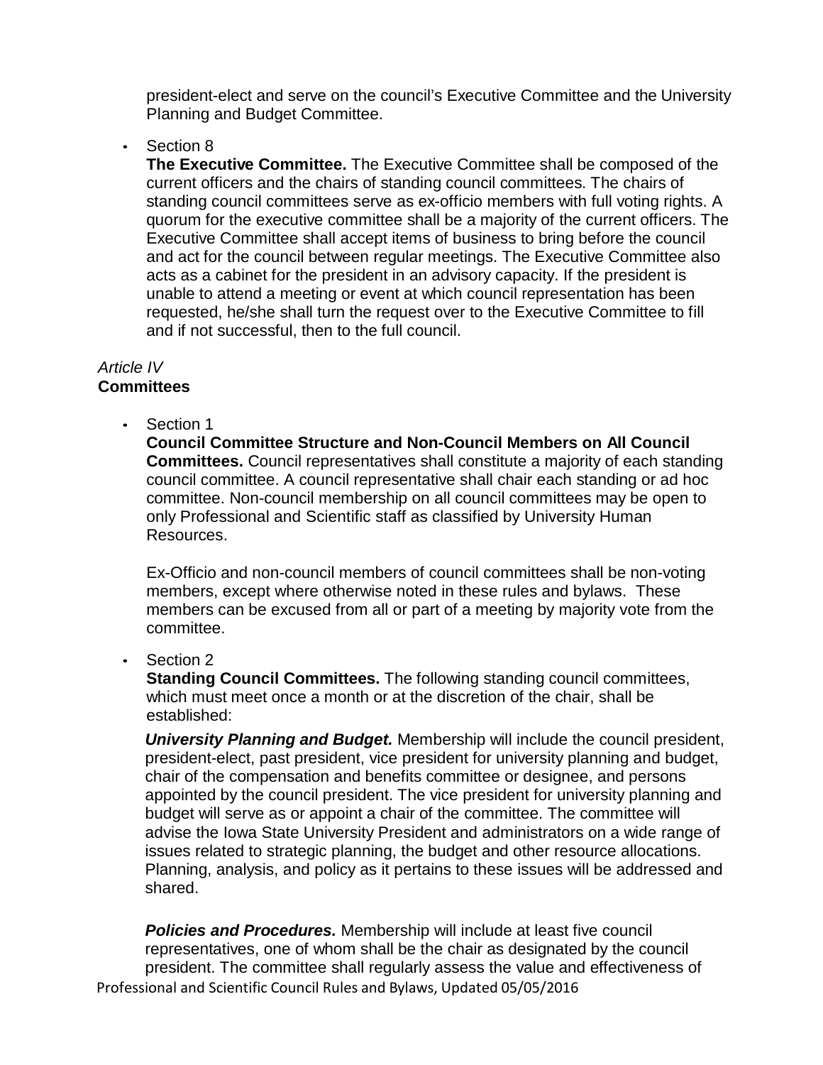president-elect and serve on the council's Executive Committee and the University Planning and Budget Committee.

- Section 8

  **The Executive Committee.** The Executive Committee shall be composed of the current officers and the chairs of standing council committees. The chairs of standing council committees serve as ex-officio members with full voting rights. A quorum for the executive committee shall be a majority of the current officers. The Executive Committee shall accept items of business to bring before the council and act for the council between regular meetings. The Executive Committee also acts as a cabinet for the president in an advisory capacity. If the president is unable to attend a meeting or event at which council representation has been requested, he/she shall turn the request over to the Executive Committee to fill and if not successful, then to the full council.

*Article IV*
**Committees**

- Section 1

  **Council Committee Structure and Non-Council Members on All Council Committees.** Council representatives shall constitute a majority of each standing council committee. A council representative shall chair each standing or ad hoc committee. Non-council membership on all council committees may be open to only Professional and Scientific staff as classified by University Human Resources.

  Ex-Officio and non-council members of council committees shall be non-voting members, except where otherwise noted in these rules and bylaws. These members can be excused from all or part of a meeting by majority vote from the committee.

- Section 2

  **Standing Council Committees.** The following standing council committees, which must meet once a month or at the discretion of the chair, shall be established:

  ***University Planning and Budget.*** Membership will include the council president, president-elect, past president, vice president for university planning and budget, chair of the compensation and benefits committee or designee, and persons appointed by the council president. The vice president for university planning and budget will serve as or appoint a chair of the committee. The committee will advise the Iowa State University President and administrators on a wide range of issues related to strategic planning, the budget and other resource allocations. Planning, analysis, and policy as it pertains to these issues will be addressed and shared.

  ***Policies and Procedures.*** Membership will include at least five council representatives, one of whom shall be the chair as designated by the council president. The committee shall regularly assess the value and effectiveness of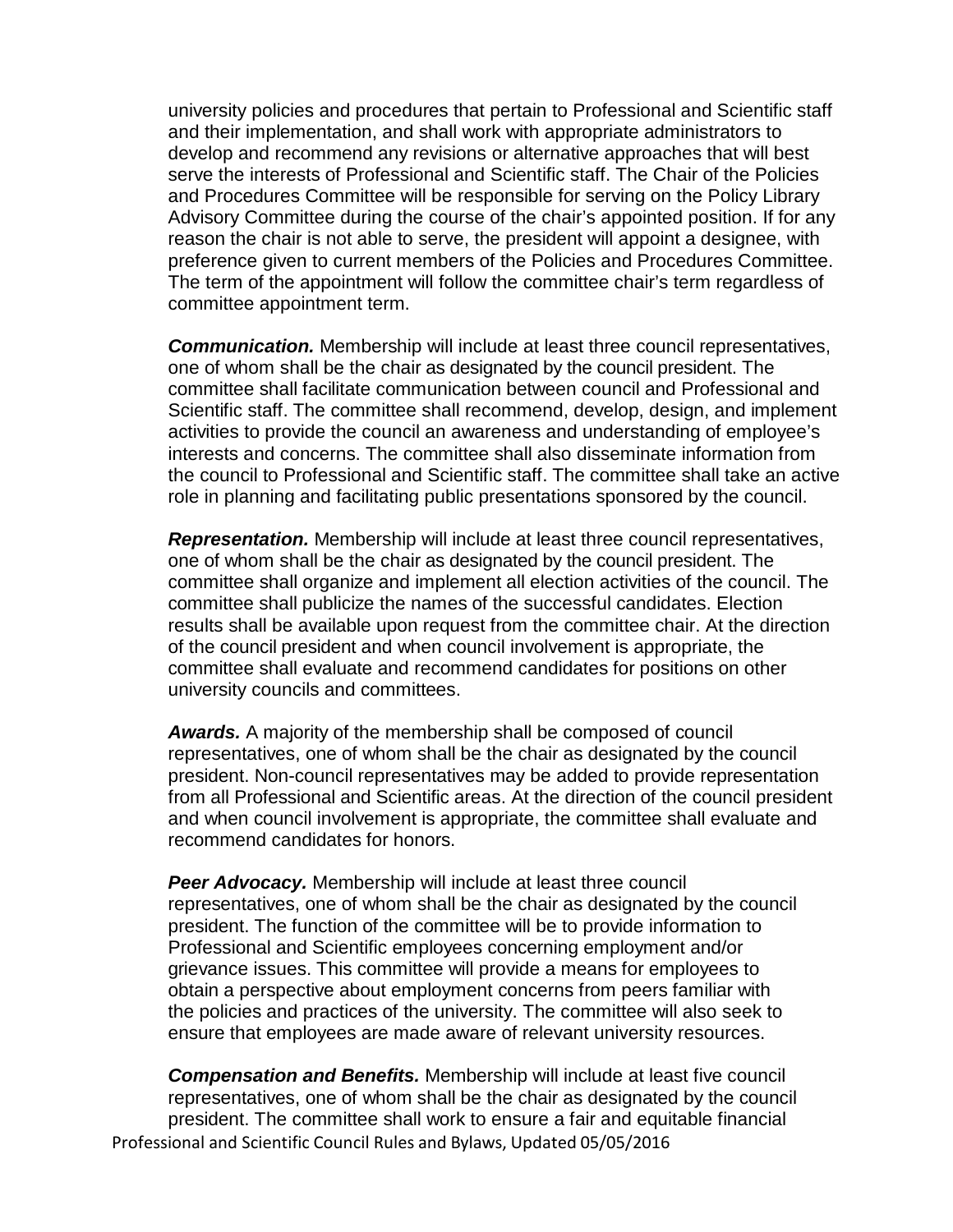university policies and procedures that pertain to Professional and Scientific staff and their implementation, and shall work with appropriate administrators to develop and recommend any revisions or alternative approaches that will best serve the interests of Professional and Scientific staff. The Chair of the Policies and Procedures Committee will be responsible for serving on the Policy Library Advisory Committee during the course of the chair's appointed position. If for any reason the chair is not able to serve, the president will appoint a designee, with preference given to current members of the Policies and Procedures Committee. The term of the appointment will follow the committee chair's term regardless of committee appointment term.

***Communication.*** Membership will include at least three council representatives, one of whom shall be the chair as designated by the council president. The committee shall facilitate communication between council and Professional and Scientific staff. The committee shall recommend, develop, design, and implement activities to provide the council an awareness and understanding of employee's interests and concerns. The committee shall also disseminate information from the council to Professional and Scientific staff. The committee shall take an active role in planning and facilitating public presentations sponsored by the council.

***Representation.*** Membership will include at least three council representatives, one of whom shall be the chair as designated by the council president. The committee shall organize and implement all election activities of the council. The committee shall publicize the names of the successful candidates. Election results shall be available upon request from the committee chair. At the direction of the council president and when council involvement is appropriate, the committee shall evaluate and recommend candidates for positions on other university councils and committees.

***Awards.*** A majority of the membership shall be composed of council representatives, one of whom shall be the chair as designated by the council president. Non-council representatives may be added to provide representation from all Professional and Scientific areas. At the direction of the council president and when council involvement is appropriate, the committee shall evaluate and recommend candidates for honors.

***Peer Advocacy.*** Membership will include at least three council representatives, one of whom shall be the chair as designated by the council president. The function of the committee will be to provide information to Professional and Scientific employees concerning employment and/or grievance issues. This committee will provide a means for employees to obtain a perspective about employment concerns from peers familiar with the policies and practices of the university. The committee will also seek to ensure that employees are made aware of relevant university resources.

***Compensation and Benefits.*** Membership will include at least five council representatives, one of whom shall be the chair as designated by the council president. The committee shall work to ensure a fair and equitable financial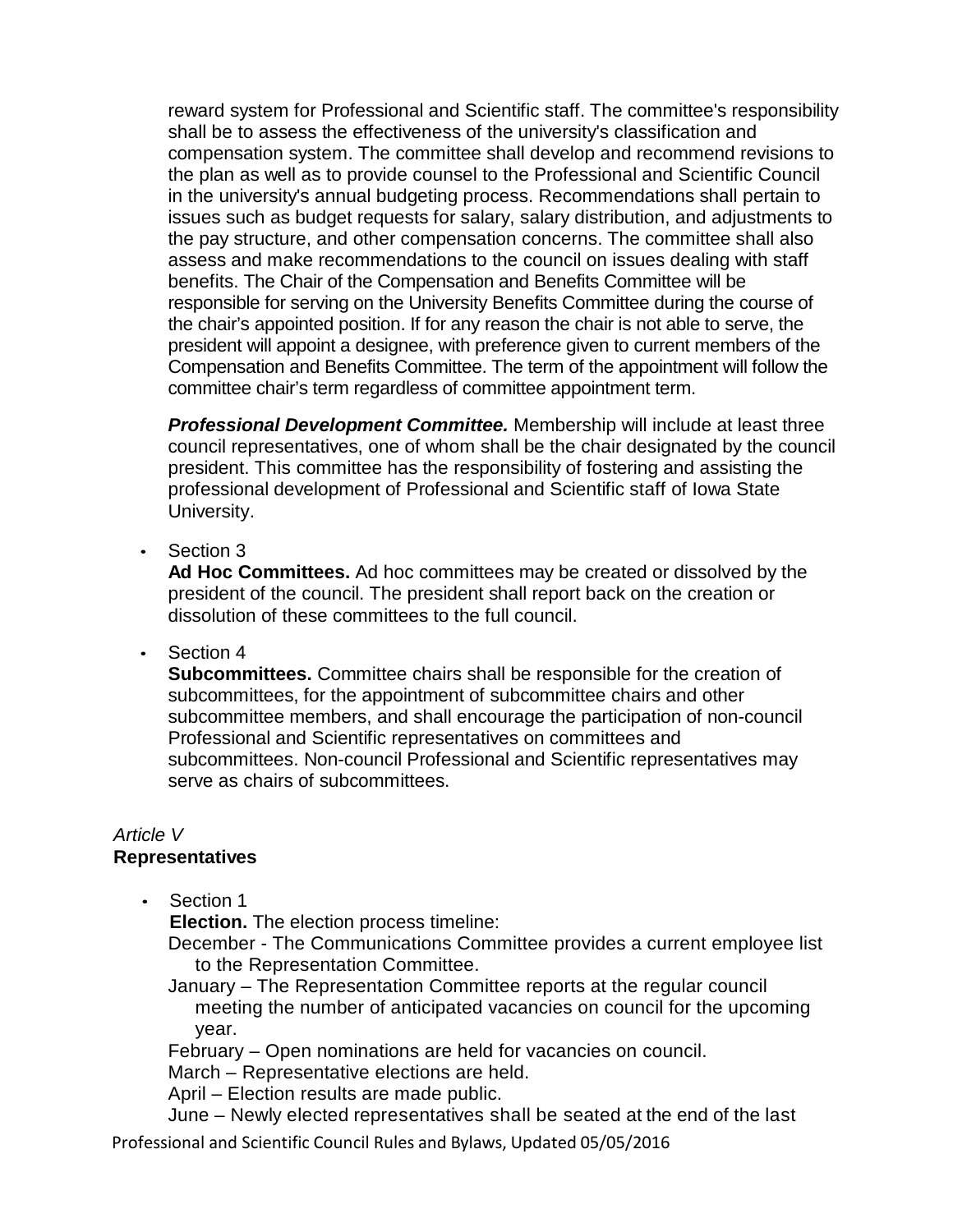reward system for Professional and Scientific staff. The committee's responsibility shall be to assess the effectiveness of the university's classification and compensation system. The committee shall develop and recommend revisions to the plan as well as to provide counsel to the Professional and Scientific Council in the university's annual budgeting process. Recommendations shall pertain to issues such as budget requests for salary, salary distribution, and adjustments to the pay structure, and other compensation concerns. The committee shall also assess and make recommendations to the council on issues dealing with staff benefits. The Chair of the Compensation and Benefits Committee will be responsible for serving on the University Benefits Committee during the course of the chair's appointed position. If for any reason the chair is not able to serve, the president will appoint a designee, with preference given to current members of the Compensation and Benefits Committee. The term of the appointment will follow the committee chair's term regardless of committee appointment term.

***Professional Development Committee.*** Membership will include at least three council representatives, one of whom shall be the chair designated by the council president. This committee has the responsibility of fostering and assisting the professional development of Professional and Scientific staff of Iowa State University.

- Section 3
  **Ad Hoc Committees.** Ad hoc committees may be created or dissolved by the president of the council. The president shall report back on the creation or dissolution of these committees to the full council.
- Section 4
  **Subcommittees.** Committee chairs shall be responsible for the creation of subcommittees, for the appointment of subcommittee chairs and other subcommittee members, and shall encourage the participation of non-council Professional and Scientific representatives on committees and subcommittees. Non-council Professional and Scientific representatives may serve as chairs of subcommittees.

*Article V*
## Representatives

- Section 1
  **Election.** The election process timeline:
  December - The Communications Committee provides a current employee list to the Representation Committee.
  January – The Representation Committee reports at the regular council meeting the number of anticipated vacancies on council for the upcoming year.
  February – Open nominations are held for vacancies on council.
  March – Representative elections are held.
  April – Election results are made public.
  June – Newly elected representatives shall be seated at the end of the last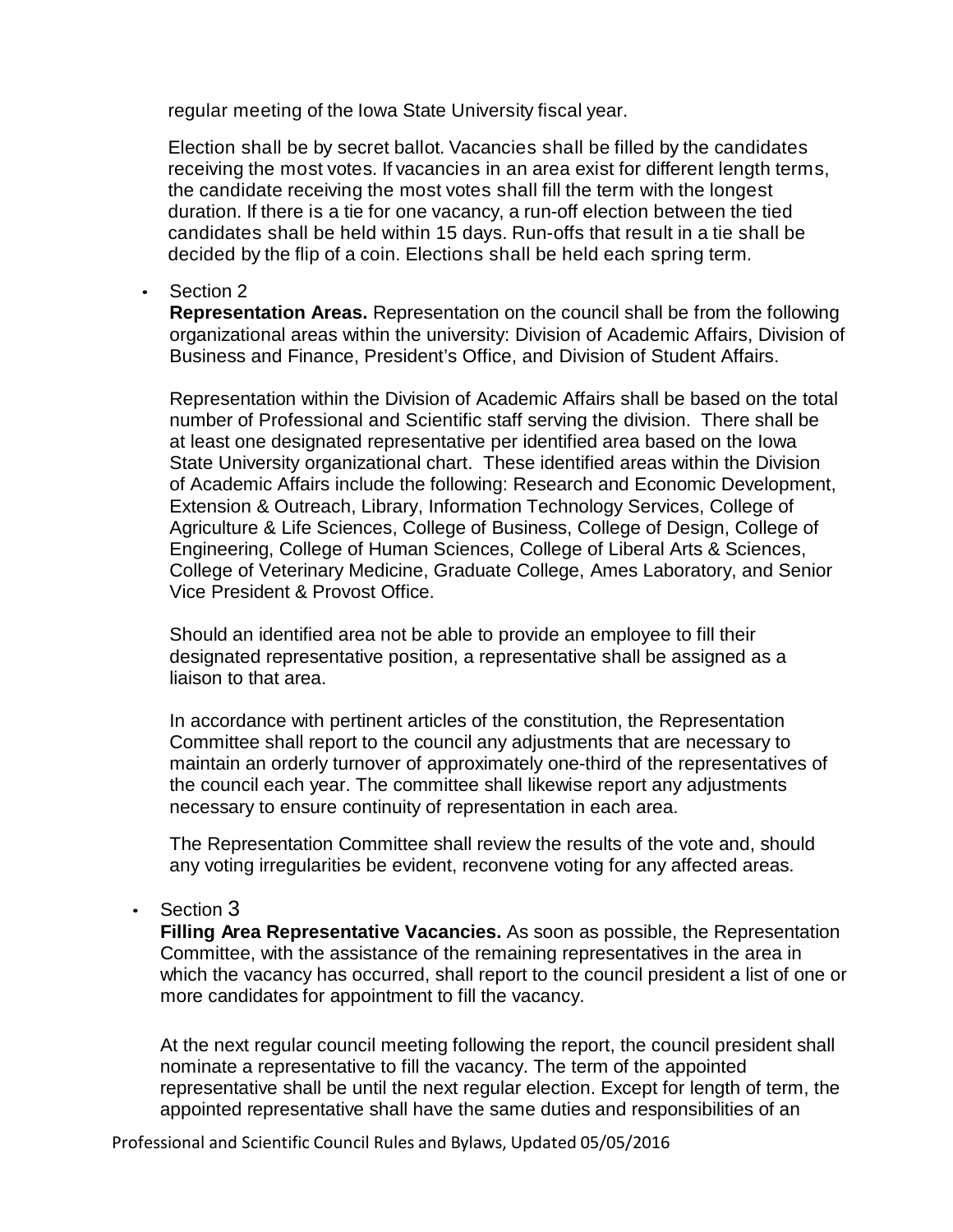regular meeting of the Iowa State University fiscal year.

Election shall be by secret ballot. Vacancies shall be filled by the candidates receiving the most votes. If vacancies in an area exist for different length terms, the candidate receiving the most votes shall fill the term with the longest duration. If there is a tie for one vacancy, a run-off election between the tied candidates shall be held within 15 days. Run-offs that result in a tie shall be decided by the flip of a coin. Elections shall be held each spring term.

- Section 2

  **Representation Areas.** Representation on the council shall be from the following organizational areas within the university: Division of Academic Affairs, Division of Business and Finance, President's Office, and Division of Student Affairs.

  Representation within the Division of Academic Affairs shall be based on the total number of Professional and Scientific staff serving the division. There shall be at least one designated representative per identified area based on the Iowa State University organizational chart. These identified areas within the Division of Academic Affairs include the following: Research and Economic Development, Extension & Outreach, Library, Information Technology Services, College of Agriculture & Life Sciences, College of Business, College of Design, College of Engineering, College of Human Sciences, College of Liberal Arts & Sciences, College of Veterinary Medicine, Graduate College, Ames Laboratory, and Senior Vice President & Provost Office.

  Should an identified area not be able to provide an employee to fill their designated representative position, a representative shall be assigned as a liaison to that area.

  In accordance with pertinent articles of the constitution, the Representation Committee shall report to the council any adjustments that are necessary to maintain an orderly turnover of approximately one-third of the representatives of the council each year. The committee shall likewise report any adjustments necessary to ensure continuity of representation in each area.

  The Representation Committee shall review the results of the vote and, should any voting irregularities be evident, reconvene voting for any affected areas.

- Section 3

  **Filling Area Representative Vacancies.** As soon as possible, the Representation Committee, with the assistance of the remaining representatives in the area in which the vacancy has occurred, shall report to the council president a list of one or more candidates for appointment to fill the vacancy.

  At the next regular council meeting following the report, the council president shall nominate a representative to fill the vacancy. The term of the appointed representative shall be until the next regular election. Except for length of term, the appointed representative shall have the same duties and responsibilities of an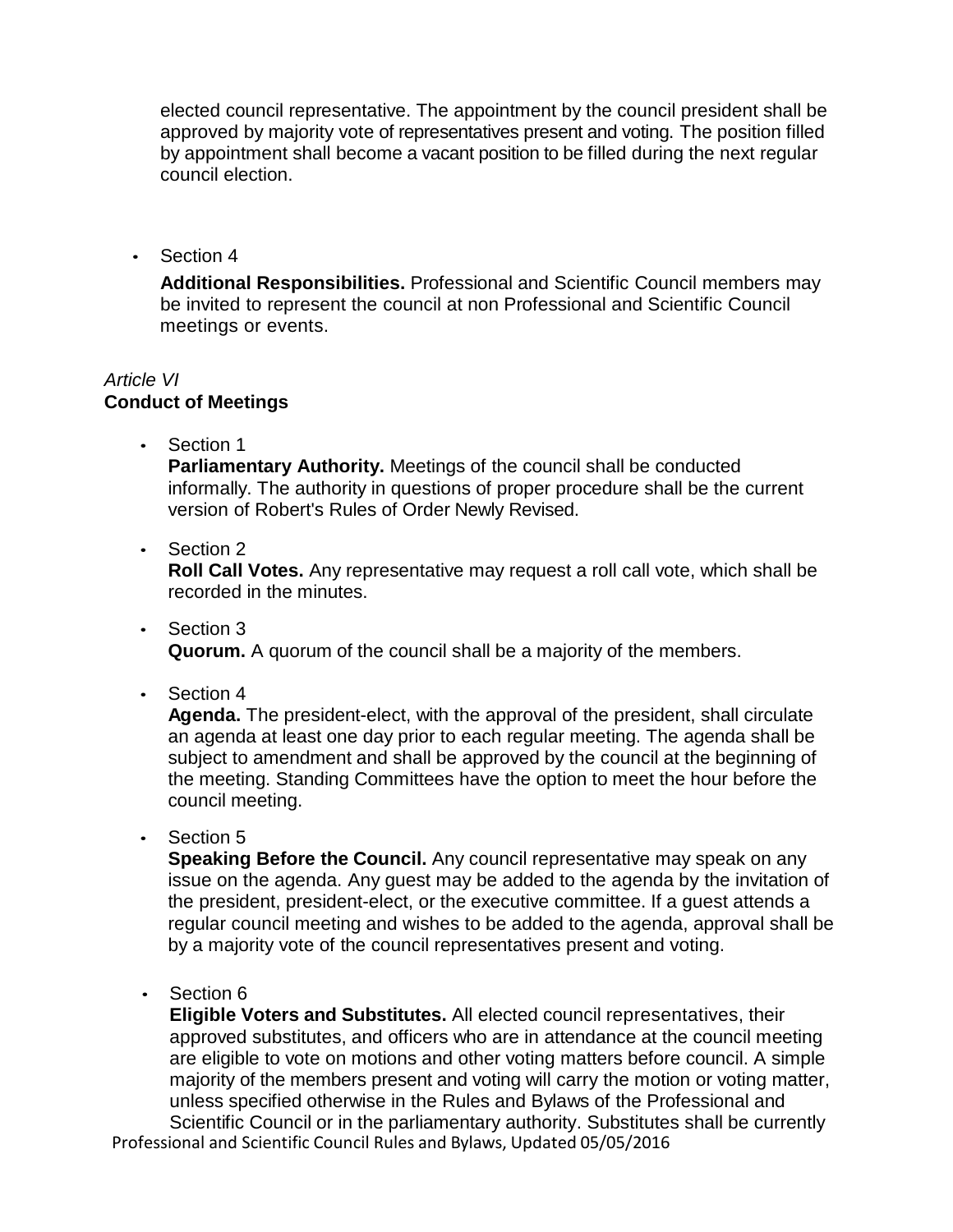elected council representative. The appointment by the council president shall be approved by majority vote of representatives present and voting. The position filled by appointment shall become a vacant position to be filled during the next regular council election.

- Section 4

  **Additional Responsibilities.** Professional and Scientific Council members may be invited to represent the council at non Professional and Scientific Council meetings or events.

*Article VI*
**Conduct of Meetings**

- Section 1
  **Parliamentary Authority.** Meetings of the council shall be conducted informally. The authority in questions of proper procedure shall be the current version of Robert's Rules of Order Newly Revised.

- Section 2
  **Roll Call Votes.** Any representative may request a roll call vote, which shall be recorded in the minutes.

- Section 3
  **Quorum.** A quorum of the council shall be a majority of the members.

- Section 4
  **Agenda.** The president-elect, with the approval of the president, shall circulate an agenda at least one day prior to each regular meeting. The agenda shall be subject to amendment and shall be approved by the council at the beginning of the meeting. Standing Committees have the option to meet the hour before the council meeting.

- Section 5
  **Speaking Before the Council.** Any council representative may speak on any issue on the agenda. Any guest may be added to the agenda by the invitation of the president, president-elect, or the executive committee. If a guest attends a regular council meeting and wishes to be added to the agenda, approval shall be by a majority vote of the council representatives present and voting.

- Section 6
  **Eligible Voters and Substitutes.** All elected council representatives, their approved substitutes, and officers who are in attendance at the council meeting are eligible to vote on motions and other voting matters before council. A simple majority of the members present and voting will carry the motion or voting matter, unless specified otherwise in the Rules and Bylaws of the Professional and Scientific Council or in the parliamentary authority. Substitutes shall be currently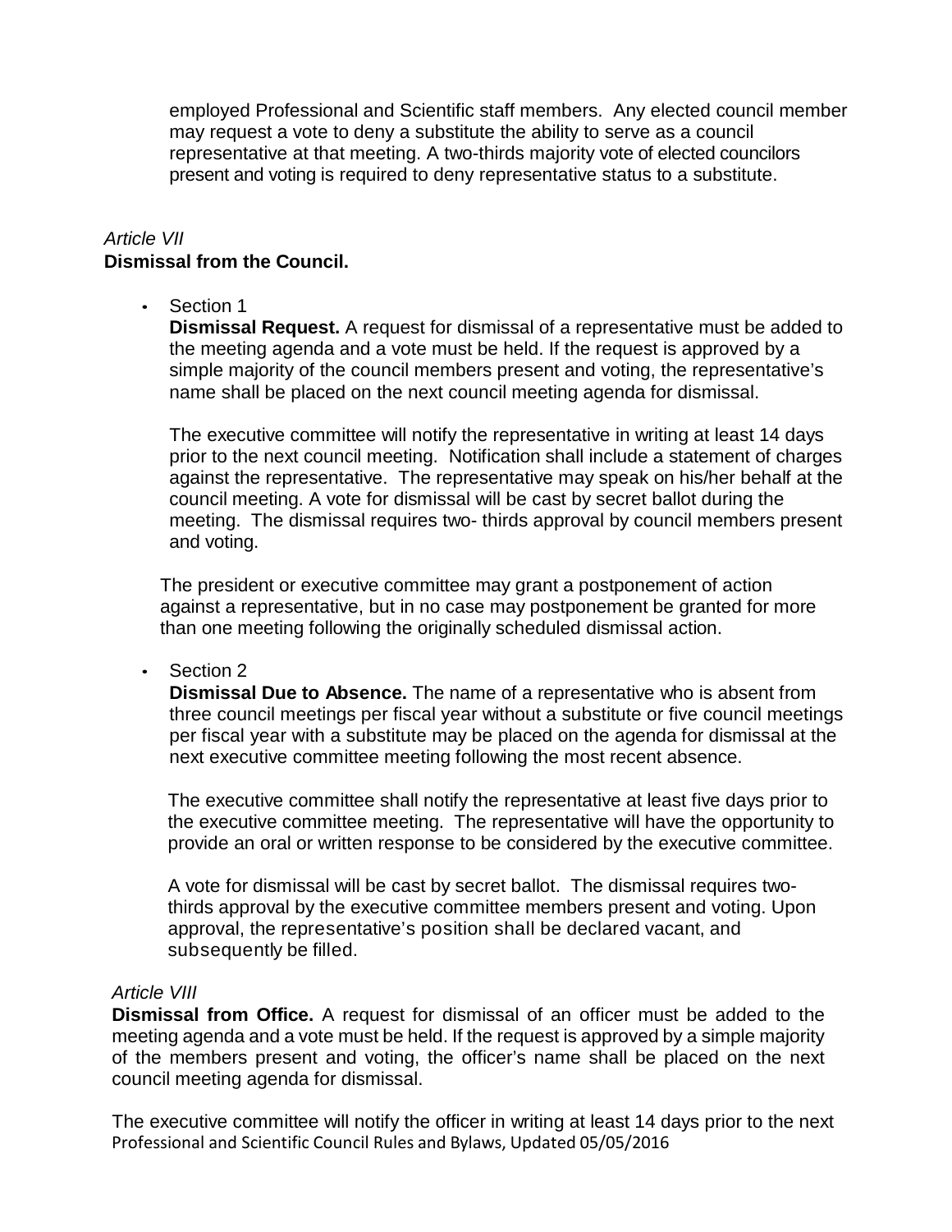employed Professional and Scientific staff members. Any elected council member may request a vote to deny a substitute the ability to serve as a council representative at that meeting. A two-thirds majority vote of elected councilors present and voting is required to deny representative status to a substitute.

*Article VII*
**Dismissal from the Council.**

- Section 1
  **Dismissal Request.** A request for dismissal of a representative must be added to the meeting agenda and a vote must be held. If the request is approved by a simple majority of the council members present and voting, the representative's name shall be placed on the next council meeting agenda for dismissal.

  The executive committee will notify the representative in writing at least 14 days prior to the next council meeting. Notification shall include a statement of charges against the representative. The representative may speak on his/her behalf at the council meeting. A vote for dismissal will be cast by secret ballot during the meeting. The dismissal requires two- thirds approval by council members present and voting.

  The president or executive committee may grant a postponement of action against a representative, but in no case may postponement be granted for more than one meeting following the originally scheduled dismissal action.

- Section 2
  **Dismissal Due to Absence.** The name of a representative who is absent from three council meetings per fiscal year without a substitute or five council meetings per fiscal year with a substitute may be placed on the agenda for dismissal at the next executive committee meeting following the most recent absence.

  The executive committee shall notify the representative at least five days prior to the executive committee meeting. The representative will have the opportunity to provide an oral or written response to be considered by the executive committee.

  A vote for dismissal will be cast by secret ballot. The dismissal requires two-thirds approval by the executive committee members present and voting. Upon approval, the representative's position shall be declared vacant, and subsequently be filled.

*Article VIII*
**Dismissal from Office.** A request for dismissal of an officer must be added to the meeting agenda and a vote must be held. If the request is approved by a simple majority of the members present and voting, the officer's name shall be placed on the next council meeting agenda for dismissal.

The executive committee will notify the officer in writing at least 14 days prior to the next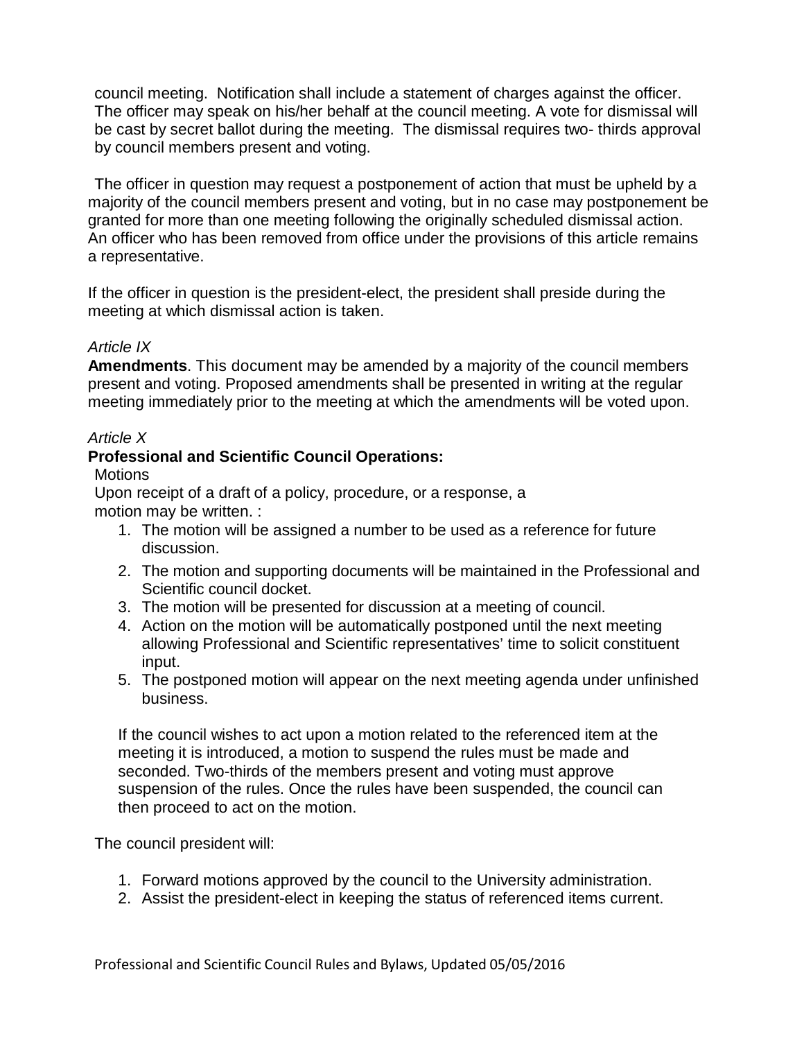council meeting. Notification shall include a statement of charges against the officer. The officer may speak on his/her behalf at the council meeting. A vote for dismissal will be cast by secret ballot during the meeting. The dismissal requires two- thirds approval by council members present and voting.

The officer in question may request a postponement of action that must be upheld by a majority of the council members present and voting, but in no case may postponement be granted for more than one meeting following the originally scheduled dismissal action. An officer who has been removed from office under the provisions of this article remains a representative.

If the officer in question is the president-elect, the president shall preside during the meeting at which dismissal action is taken.

*Article IX*

**Amendments**. This document may be amended by a majority of the council members present and voting. Proposed amendments shall be presented in writing at the regular meeting immediately prior to the meeting at which the amendments will be voted upon.

*Article X*

**Professional and Scientific Council Operations:**

Motions

Upon receipt of a draft of a policy, procedure, or a response, a motion may be written. :

1. The motion will be assigned a number to be used as a reference for future discussion.
2. The motion and supporting documents will be maintained in the Professional and Scientific council docket.
3. The motion will be presented for discussion at a meeting of council.
4. Action on the motion will be automatically postponed until the next meeting allowing Professional and Scientific representatives' time to solicit constituent input.
5. The postponed motion will appear on the next meeting agenda under unfinished business.

If the council wishes to act upon a motion related to the referenced item at the meeting it is introduced, a motion to suspend the rules must be made and seconded. Two-thirds of the members present and voting must approve suspension of the rules. Once the rules have been suspended, the council can then proceed to act on the motion.

The council president will:

1. Forward motions approved by the council to the University administration.
2. Assist the president-elect in keeping the status of referenced items current.